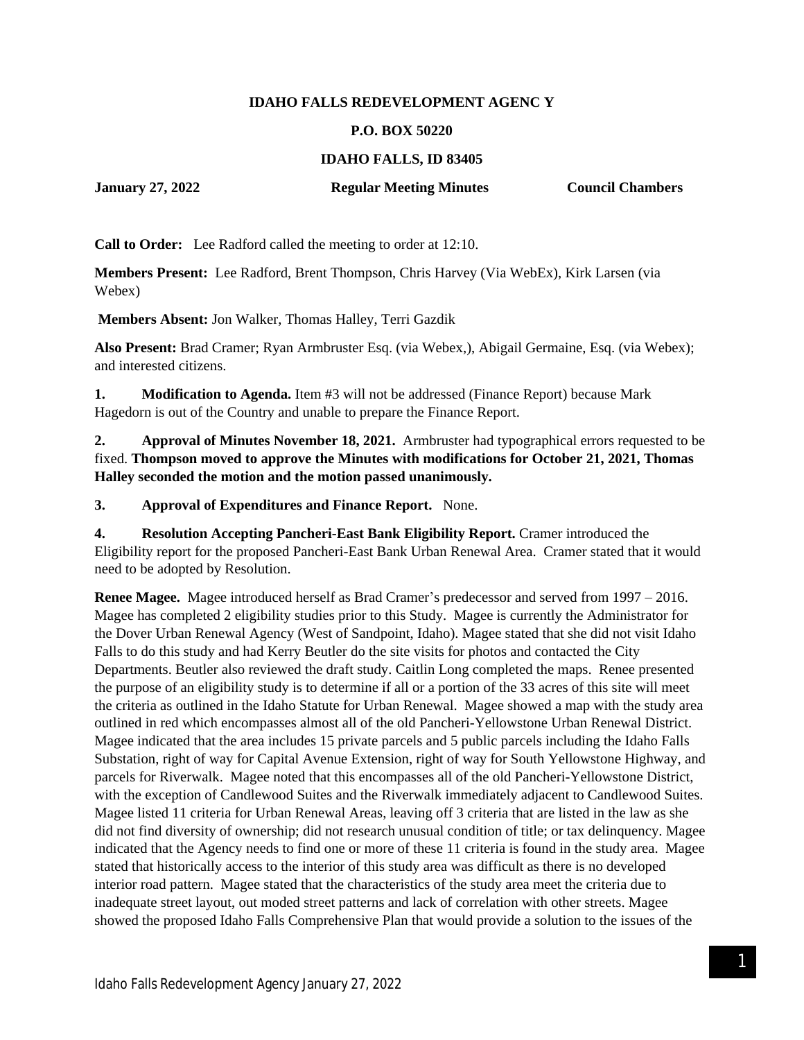**IDAHO FALLS REDEVELOPMENT AGENC Y**

**P.O. BOX 50220**

**IDAHO FALLS, ID 83405**

**January 27, 2022** **Regular Meeting Minutes** **Council Chambers**

**Call to Order:** Lee Radford called the meeting to order at 12:10.

**Members Present:** Lee Radford, Brent Thompson, Chris Harvey (Via WebEx), Kirk Larsen (via Webex)

**Members Absent:** Jon Walker, Thomas Halley, Terri Gazdik

**Also Present:** Brad Cramer; Ryan Armbruster Esq. (via Webex,), Abigail Germaine, Esq. (via Webex); and interested citizens.

**1. Modification to Agenda.** Item #3 will not be addressed (Finance Report) because Mark Hagedorn is out of the Country and unable to prepare the Finance Report.

**2. Approval of Minutes November 18, 2021.** Armbruster had typographical errors requested to be fixed. **Thompson moved to approve the Minutes with modifications for October 21, 2021, Thomas Halley seconded the motion and the motion passed unanimously.**

**3. Approval of Expenditures and Finance Report.** None.

**4. Resolution Accepting Pancheri-East Bank Eligibility Report.** Cramer introduced the Eligibility report for the proposed Pancheri-East Bank Urban Renewal Area. Cramer stated that it would need to be adopted by Resolution.

**Renee Magee.** Magee introduced herself as Brad Cramer's predecessor and served from 1997 – 2016. Magee has completed 2 eligibility studies prior to this Study. Magee is currently the Administrator for the Dover Urban Renewal Agency (West of Sandpoint, Idaho). Magee stated that she did not visit Idaho Falls to do this study and had Kerry Beutler do the site visits for photos and contacted the City Departments. Beutler also reviewed the draft study. Caitlin Long completed the maps. Renee presented the purpose of an eligibility study is to determine if all or a portion of the 33 acres of this site will meet the criteria as outlined in the Idaho Statute for Urban Renewal. Magee showed a map with the study area outlined in red which encompasses almost all of the old Pancheri-Yellowstone Urban Renewal District. Magee indicated that the area includes 15 private parcels and 5 public parcels including the Idaho Falls Substation, right of way for Capital Avenue Extension, right of way for South Yellowstone Highway, and parcels for Riverwalk. Magee noted that this encompasses all of the old Pancheri-Yellowstone District, with the exception of Candlewood Suites and the Riverwalk immediately adjacent to Candlewood Suites. Magee listed 11 criteria for Urban Renewal Areas, leaving off 3 criteria that are listed in the law as she did not find diversity of ownership; did not research unusual condition of title; or tax delinquency. Magee indicated that the Agency needs to find one or more of these 11 criteria is found in the study area. Magee stated that historically access to the interior of this study area was difficult as there is no developed interior road pattern. Magee stated that the characteristics of the study area meet the criteria due to inadequate street layout, out moded street patterns and lack of correlation with other streets. Magee showed the proposed Idaho Falls Comprehensive Plan that would provide a solution to the issues of the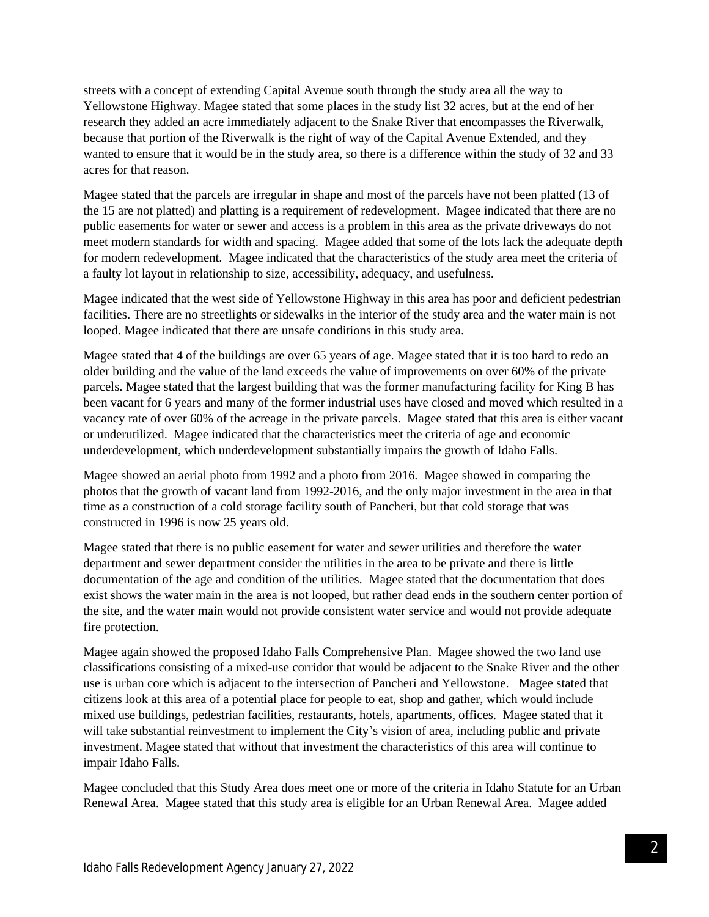streets with a concept of extending Capital Avenue south through the study area all the way to Yellowstone Highway. Magee stated that some places in the study list 32 acres, but at the end of her research they added an acre immediately adjacent to the Snake River that encompasses the Riverwalk, because that portion of the Riverwalk is the right of way of the Capital Avenue Extended, and they wanted to ensure that it would be in the study area, so there is a difference within the study of 32 and 33 acres for that reason.

Magee stated that the parcels are irregular in shape and most of the parcels have not been platted (13 of the 15 are not platted) and platting is a requirement of redevelopment. Magee indicated that there are no public easements for water or sewer and access is a problem in this area as the private driveways do not meet modern standards for width and spacing. Magee added that some of the lots lack the adequate depth for modern redevelopment. Magee indicated that the characteristics of the study area meet the criteria of a faulty lot layout in relationship to size, accessibility, adequacy, and usefulness.

Magee indicated that the west side of Yellowstone Highway in this area has poor and deficient pedestrian facilities. There are no streetlights or sidewalks in the interior of the study area and the water main is not looped. Magee indicated that there are unsafe conditions in this study area.

Magee stated that 4 of the buildings are over 65 years of age. Magee stated that it is too hard to redo an older building and the value of the land exceeds the value of improvements on over 60% of the private parcels. Magee stated that the largest building that was the former manufacturing facility for King B has been vacant for 6 years and many of the former industrial uses have closed and moved which resulted in a vacancy rate of over 60% of the acreage in the private parcels. Magee stated that this area is either vacant or underutilized. Magee indicated that the characteristics meet the criteria of age and economic underdevelopment, which underdevelopment substantially impairs the growth of Idaho Falls.

Magee showed an aerial photo from 1992 and a photo from 2016. Magee showed in comparing the photos that the growth of vacant land from 1992-2016, and the only major investment in the area in that time as a construction of a cold storage facility south of Pancheri, but that cold storage that was constructed in 1996 is now 25 years old.

Magee stated that there is no public easement for water and sewer utilities and therefore the water department and sewer department consider the utilities in the area to be private and there is little documentation of the age and condition of the utilities. Magee stated that the documentation that does exist shows the water main in the area is not looped, but rather dead ends in the southern center portion of the site, and the water main would not provide consistent water service and would not provide adequate fire protection.

Magee again showed the proposed Idaho Falls Comprehensive Plan. Magee showed the two land use classifications consisting of a mixed-use corridor that would be adjacent to the Snake River and the other use is urban core which is adjacent to the intersection of Pancheri and Yellowstone. Magee stated that citizens look at this area of a potential place for people to eat, shop and gather, which would include mixed use buildings, pedestrian facilities, restaurants, hotels, apartments, offices. Magee stated that it will take substantial reinvestment to implement the City's vision of area, including public and private investment. Magee stated that without that investment the characteristics of this area will continue to impair Idaho Falls.

Magee concluded that this Study Area does meet one or more of the criteria in Idaho Statute for an Urban Renewal Area. Magee stated that this study area is eligible for an Urban Renewal Area. Magee added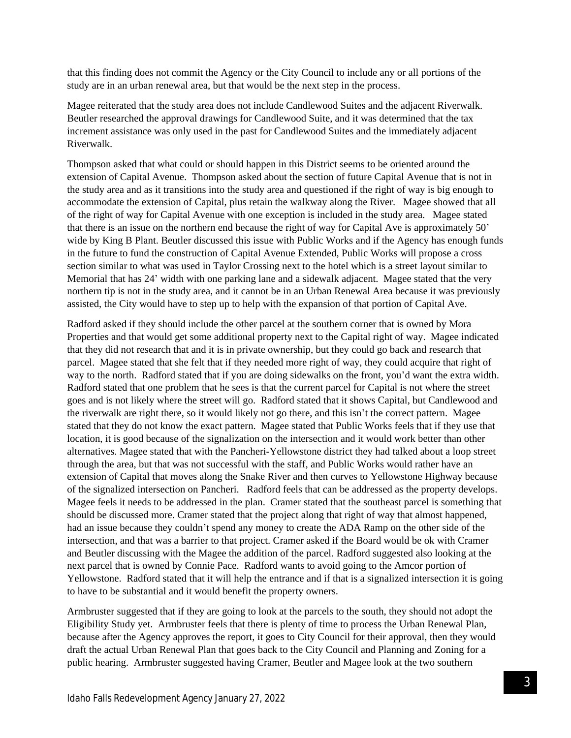that this finding does not commit the Agency or the City Council to include any or all portions of the study are in an urban renewal area, but that would be the next step in the process.

Magee reiterated that the study area does not include Candlewood Suites and the adjacent Riverwalk. Beutler researched the approval drawings for Candlewood Suite, and it was determined that the tax increment assistance was only used in the past for Candlewood Suites and the immediately adjacent Riverwalk.

Thompson asked that what could or should happen in this District seems to be oriented around the extension of Capital Avenue. Thompson asked about the section of future Capital Avenue that is not in the study area and as it transitions into the study area and questioned if the right of way is big enough to accommodate the extension of Capital, plus retain the walkway along the River. Magee showed that all of the right of way for Capital Avenue with one exception is included in the study area. Magee stated that there is an issue on the northern end because the right of way for Capital Ave is approximately 50' wide by King B Plant. Beutler discussed this issue with Public Works and if the Agency has enough funds in the future to fund the construction of Capital Avenue Extended, Public Works will propose a cross section similar to what was used in Taylor Crossing next to the hotel which is a street layout similar to Memorial that has 24' width with one parking lane and a sidewalk adjacent. Magee stated that the very northern tip is not in the study area, and it cannot be in an Urban Renewal Area because it was previously assisted, the City would have to step up to help with the expansion of that portion of Capital Ave.

Radford asked if they should include the other parcel at the southern corner that is owned by Mora Properties and that would get some additional property next to the Capital right of way. Magee indicated that they did not research that and it is in private ownership, but they could go back and research that parcel. Magee stated that she felt that if they needed more right of way, they could acquire that right of way to the north. Radford stated that if you are doing sidewalks on the front, you'd want the extra width. Radford stated that one problem that he sees is that the current parcel for Capital is not where the street goes and is not likely where the street will go. Radford stated that it shows Capital, but Candlewood and the riverwalk are right there, so it would likely not go there, and this isn't the correct pattern. Magee stated that they do not know the exact pattern. Magee stated that Public Works feels that if they use that location, it is good because of the signalization on the intersection and it would work better than other alternatives. Magee stated that with the Pancheri-Yellowstone district they had talked about a loop street through the area, but that was not successful with the staff, and Public Works would rather have an extension of Capital that moves along the Snake River and then curves to Yellowstone Highway because of the signalized intersection on Pancheri. Radford feels that can be addressed as the property develops. Magee feels it needs to be addressed in the plan. Cramer stated that the southeast parcel is something that should be discussed more. Cramer stated that the project along that right of way that almost happened, had an issue because they couldn't spend any money to create the ADA Ramp on the other side of the intersection, and that was a barrier to that project. Cramer asked if the Board would be ok with Cramer and Beutler discussing with the Magee the addition of the parcel. Radford suggested also looking at the next parcel that is owned by Connie Pace. Radford wants to avoid going to the Amcor portion of Yellowstone. Radford stated that it will help the entrance and if that is a signalized intersection it is going to have to be substantial and it would benefit the property owners.

Armbruster suggested that if they are going to look at the parcels to the south, they should not adopt the Eligibility Study yet. Armbruster feels that there is plenty of time to process the Urban Renewal Plan, because after the Agency approves the report, it goes to City Council for their approval, then they would draft the actual Urban Renewal Plan that goes back to the City Council and Planning and Zoning for a public hearing. Armbruster suggested having Cramer, Beutler and Magee look at the two southern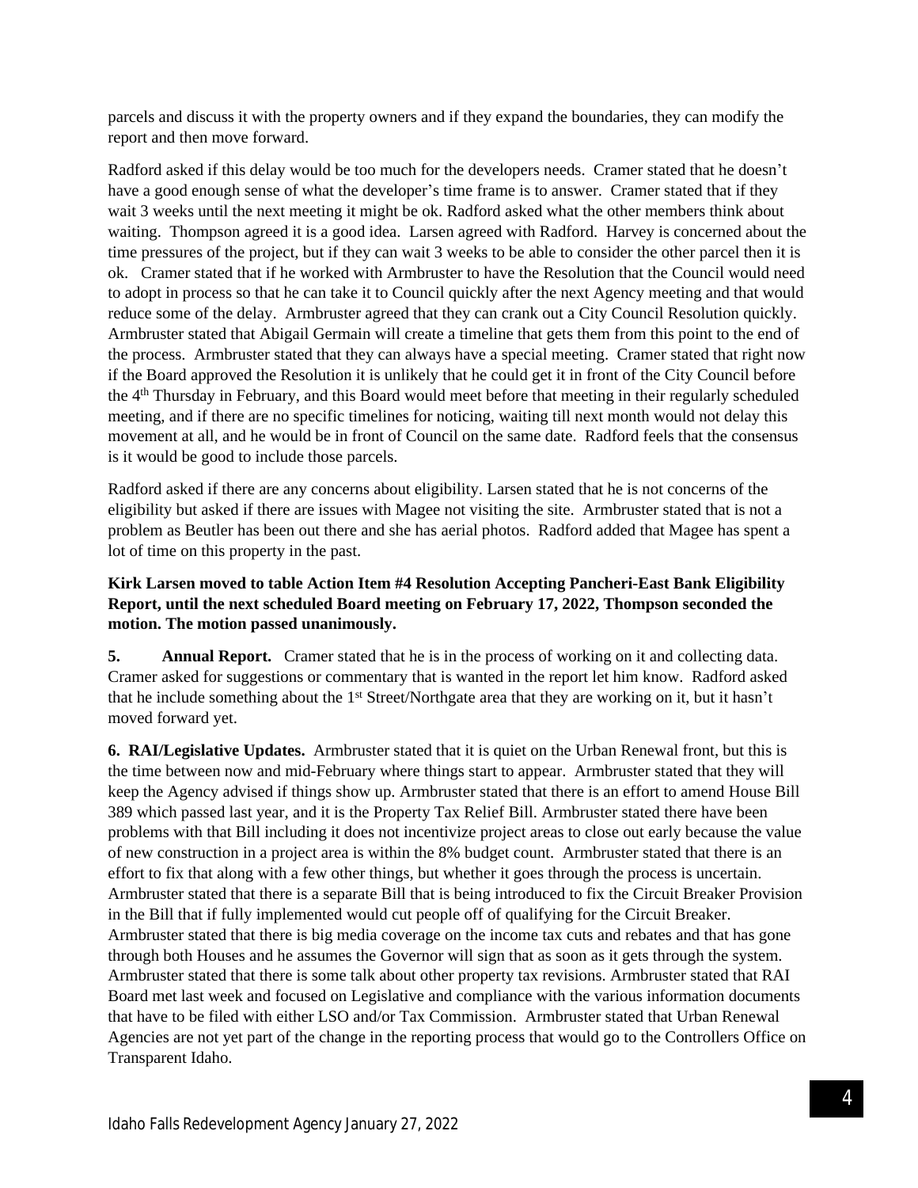parcels and discuss it with the property owners and if they expand the boundaries, they can modify the report and then move forward.

Radford asked if this delay would be too much for the developers needs. Cramer stated that he doesn't have a good enough sense of what the developer's time frame is to answer. Cramer stated that if they wait 3 weeks until the next meeting it might be ok. Radford asked what the other members think about waiting. Thompson agreed it is a good idea. Larsen agreed with Radford. Harvey is concerned about the time pressures of the project, but if they can wait 3 weeks to be able to consider the other parcel then it is ok. Cramer stated that if he worked with Armbruster to have the Resolution that the Council would need to adopt in process so that he can take it to Council quickly after the next Agency meeting and that would reduce some of the delay. Armbruster agreed that they can crank out a City Council Resolution quickly. Armbruster stated that Abigail Germain will create a timeline that gets them from this point to the end of the process. Armbruster stated that they can always have a special meeting. Cramer stated that right now if the Board approved the Resolution it is unlikely that he could get it in front of the City Council before the 4th Thursday in February, and this Board would meet before that meeting in their regularly scheduled meeting, and if there are no specific timelines for noticing, waiting till next month would not delay this movement at all, and he would be in front of Council on the same date. Radford feels that the consensus is it would be good to include those parcels.

Radford asked if there are any concerns about eligibility. Larsen stated that he is not concerns of the eligibility but asked if there are issues with Magee not visiting the site. Armbruster stated that is not a problem as Beutler has been out there and she has aerial photos. Radford added that Magee has spent a lot of time on this property in the past.

**Kirk Larsen moved to table Action Item #4 Resolution Accepting Pancheri-East Bank Eligibility Report, until the next scheduled Board meeting on February 17, 2022, Thompson seconded the motion. The motion passed unanimously.**

**5. Annual Report.** Cramer stated that he is in the process of working on it and collecting data. Cramer asked for suggestions or commentary that is wanted in the report let him know. Radford asked that he include something about the 1st Street/Northgate area that they are working on it, but it hasn't moved forward yet.

**6. RAI/Legislative Updates.** Armbruster stated that it is quiet on the Urban Renewal front, but this is the time between now and mid-February where things start to appear. Armbruster stated that they will keep the Agency advised if things show up. Armbruster stated that there is an effort to amend House Bill 389 which passed last year, and it is the Property Tax Relief Bill. Armbruster stated there have been problems with that Bill including it does not incentivize project areas to close out early because the value of new construction in a project area is within the 8% budget count. Armbruster stated that there is an effort to fix that along with a few other things, but whether it goes through the process is uncertain. Armbruster stated that there is a separate Bill that is being introduced to fix the Circuit Breaker Provision in the Bill that if fully implemented would cut people off of qualifying for the Circuit Breaker. Armbruster stated that there is big media coverage on the income tax cuts and rebates and that has gone through both Houses and he assumes the Governor will sign that as soon as it gets through the system. Armbruster stated that there is some talk about other property tax revisions. Armbruster stated that RAI Board met last week and focused on Legislative and compliance with the various information documents that have to be filed with either LSO and/or Tax Commission. Armbruster stated that Urban Renewal Agencies are not yet part of the change in the reporting process that would go to the Controllers Office on Transparent Idaho.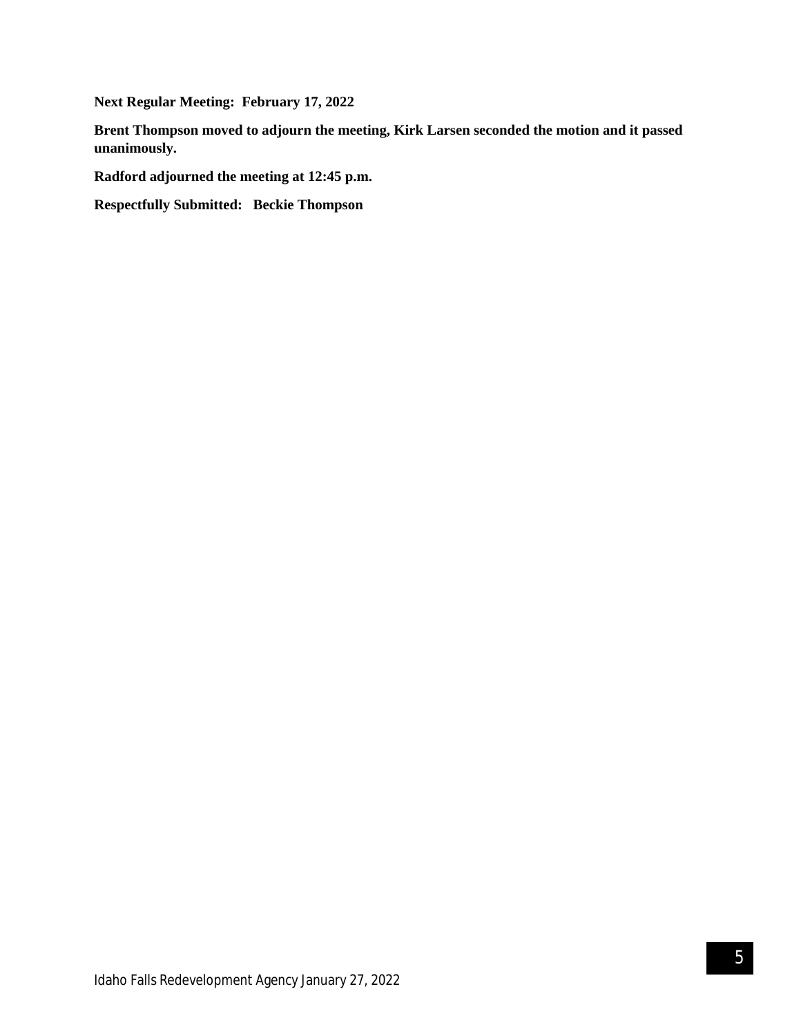**Next Regular Meeting: February 17, 2022**

**Brent Thompson moved to adjourn the meeting, Kirk Larsen seconded the motion and it passed unanimously.**

**Radford adjourned the meeting at 12:45 p.m.**

**Respectfully Submitted: Beckie Thompson**